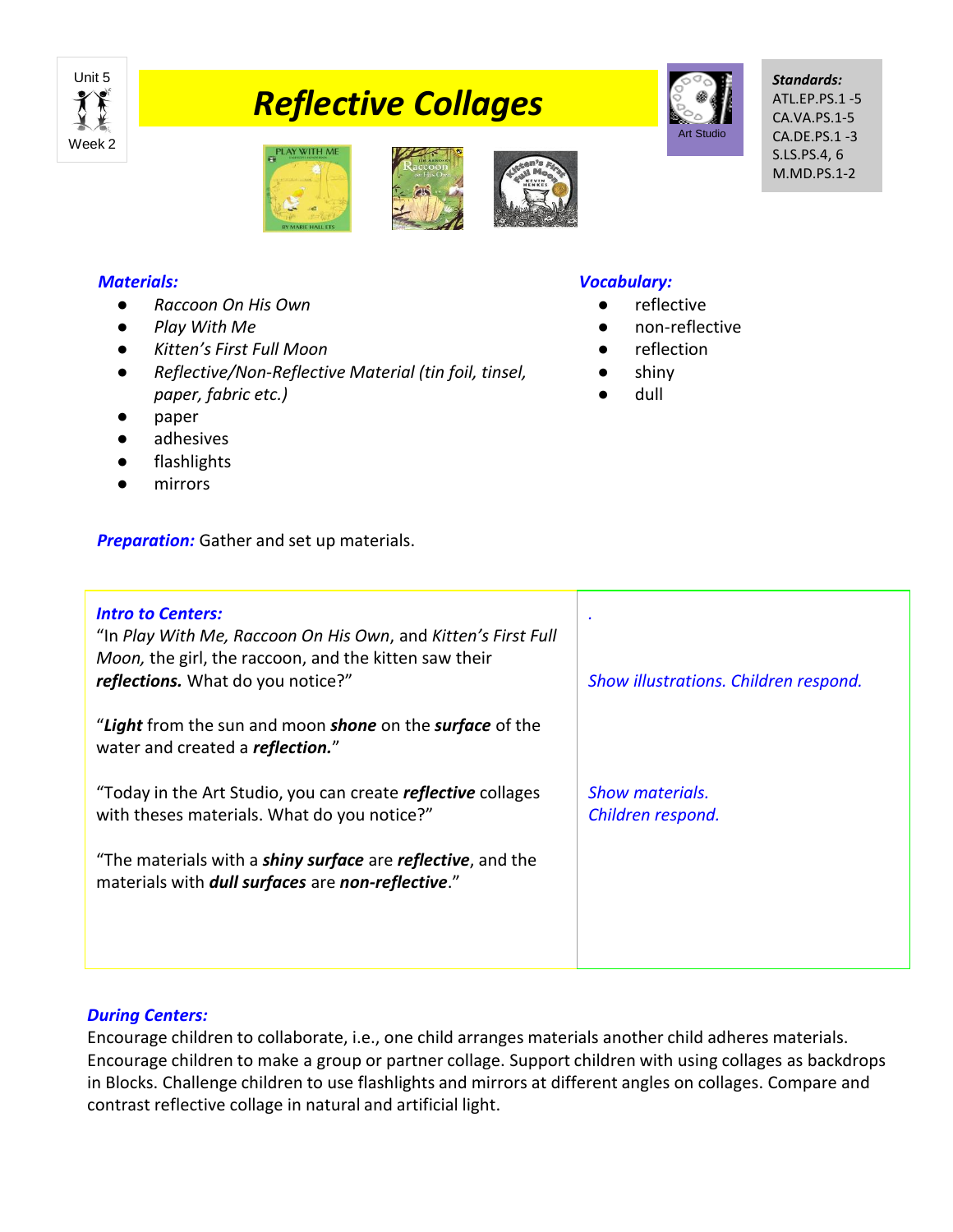Unit 5

Week 2

# *Reflective Collages*

Art Studio

***Standards:***
ATL.EP.PS.1 -5
CA.VA.PS.1-5
CA.DE.PS.1 -3
S.LS.PS.4, 6
M.MD.PS.1-2

***Materials:***

- *Raccoon On His Own*
- *Play With Me*
- *Kitten's First Full Moon*
- *Reflective/Non-Reflective Material (tin foil, tinsel, paper, fabric etc.)*
- paper
- adhesives
- flashlights
- mirrors

***Vocabulary:***

- reflective
- non-reflective
- reflection
- shiny
- dull

***Preparation:*** Gather and set up materials.

| ***Intro to Centers:*** | . |
|---|---|
| "In *Play With Me, Raccoon On His Own*, and *Kitten's First Full Moon,* the girl, the raccoon, and the kitten saw their ***reflections.*** What do you notice?" | *Show illustrations. Children respond.* |
| "***Light*** from the sun and moon ***shone*** on the ***surface*** of the water and created a ***reflection.***" | |
| "Today in the Art Studio, you can create ***reflective*** collages with theses materials. What do you notice?" | *Show materials.* *Children respond.* |
| "The materials with a ***shiny surface*** are ***reflective***, and the materials with ***dull surfaces*** are ***non-reflective***." | |

***During Centers:***
Encourage children to collaborate, i.e., one child arranges materials another child adheres materials. Encourage children to make a group or partner collage. Support children with using collages as backdrops in Blocks. Challenge children to use flashlights and mirrors at different angles on collages. Compare and contrast reflective collage in natural and artificial light.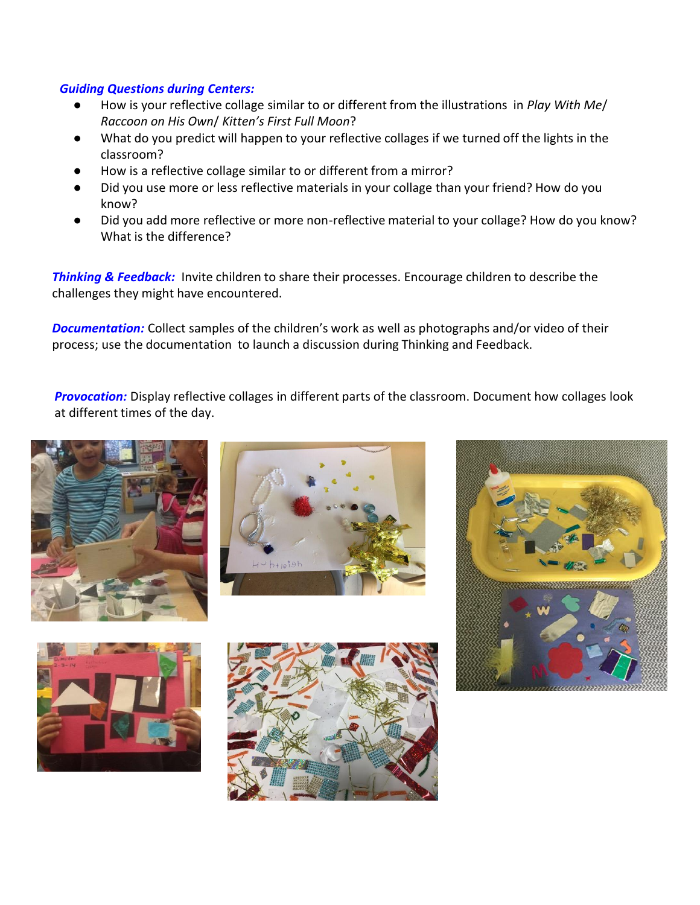***Guiding Questions during Centers:***

- How is your reflective collage similar to or different from the illustrations in *Play With Me/ Raccoon on His Own/ Kitten's First Full Moon*?
- What do you predict will happen to your reflective collages if we turned off the lights in the classroom?
- How is a reflective collage similar to or different from a mirror?
- Did you use more or less reflective materials in your collage than your friend? How do you know?
- Did you add more reflective or more non-reflective material to your collage? How do you know? What is the difference?

***Thinking & Feedback:*** Invite children to share their processes. Encourage children to describe the challenges they might have encountered.

***Documentation:*** Collect samples of the children's work as well as photographs and/or video of their process; use the documentation to launch a discussion during Thinking and Feedback.

***Provocation:*** Display reflective collages in different parts of the classroom. Document how collages look at different times of the day.